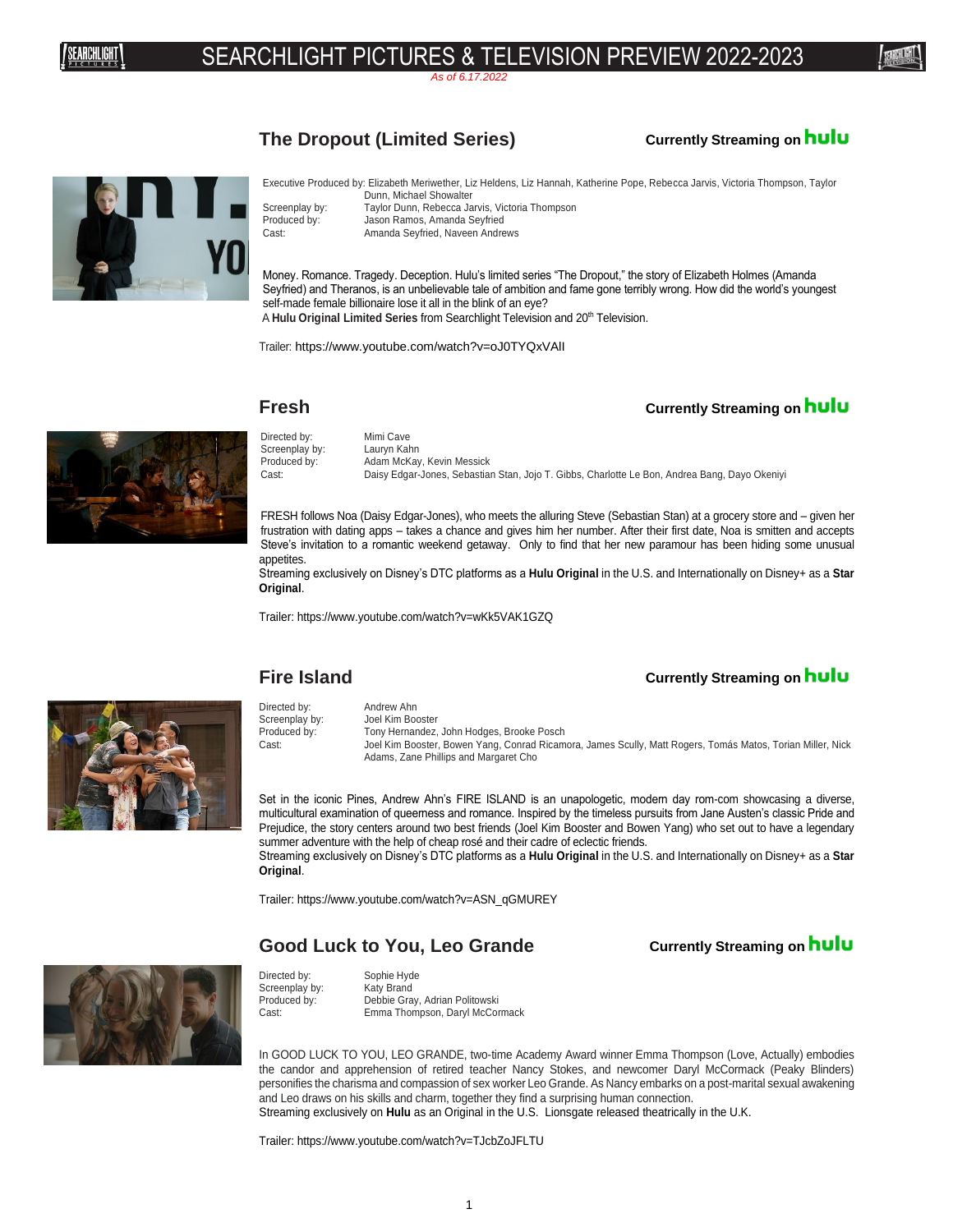# SEARCHLIGHT PICTURES & TELEVISION PREVIEW 2022-2023

*As of 6.17.2022*

## The Dropout (Limited Series)

**Currently Streaming on hulu**

| | |
|---|---|
| Executive Produced by: | Elizabeth Meriwether, Liz Heldens, Liz Hannah, Katherine Pope, Rebecca Jarvis, Victoria Thompson, Taylor Dunn, Michael Showalter |
| Screenplay by: | Taylor Dunn, Rebecca Jarvis, Victoria Thompson |
| Produced by: | Jason Ramos, Amanda Seyfried |
| Cast: | Amanda Seyfried, Naveen Andrews |

Money. Romance. Tragedy. Deception. Hulu's limited series "The Dropout," the story of Elizabeth Holmes (Amanda Seyfried) and Theranos, is an unbelievable tale of ambition and fame gone terribly wrong. How did the world's youngest self-made female billionaire lose it all in the blink of an eye?
A **Hulu Original Limited Series** from Searchlight Television and 20th Television.

Trailer: https://www.youtube.com/watch?v=oJ0TYQxVAII

## Fresh

**Currently Streaming on hulu**

| | |
|---|---|
| Directed by: | Mimi Cave |
| Screenplay by: | Lauryn Kahn |
| Produced by: | Adam McKay, Kevin Messick |
| Cast: | Daisy Edgar-Jones, Sebastian Stan, Jojo T. Gibbs, Charlotte Le Bon, Andrea Bang, Dayo Okeniyi |

FRESH follows Noa (Daisy Edgar-Jones), who meets the alluring Steve (Sebastian Stan) at a grocery store and – given her frustration with dating apps – takes a chance and gives him her number. After their first date, Noa is smitten and accepts Steve's invitation to a romantic weekend getaway. Only to find that her new paramour has been hiding some unusual appetites.
Streaming exclusively on Disney's DTC platforms as a **Hulu Original** in the U.S. and Internationally on Disney+ as a **Star Original**.

Trailer: https://www.youtube.com/watch?v=wKk5VAK1GZQ

## Fire Island

**Currently Streaming on hulu**

| | |
|---|---|
| Directed by: | Andrew Ahn |
| Screenplay by: | Joel Kim Booster |
| Produced by: | Tony Hernandez, John Hodges, Brooke Posch |
| Cast: | Joel Kim Booster, Bowen Yang, Conrad Ricamora, James Scully, Matt Rogers, Tomás Matos, Torian Miller, Nick Adams, Zane Phillips and Margaret Cho |

Set in the iconic Pines, Andrew Ahn's FIRE ISLAND is an unapologetic, modern day rom-com showcasing a diverse, multicultural examination of queerness and romance. Inspired by the timeless pursuits from Jane Austen's classic Pride and Prejudice, the story centers around two best friends (Joel Kim Booster and Bowen Yang) who set out to have a legendary summer adventure with the help of cheap rosé and their cadre of eclectic friends.
Streaming exclusively on Disney's DTC platforms as a **Hulu Original** in the U.S. and Internationally on Disney+ as a **Star Original**.

Trailer: https://www.youtube.com/watch?v=ASN_qGMUREY

## Good Luck to You, Leo Grande

**Currently Streaming on hulu**

| | |
|---|---|
| Directed by: | Sophie Hyde |
| Screenplay by: | Katy Brand |
| Produced by: | Debbie Gray, Adrian Politowski |
| Cast: | Emma Thompson, Daryl McCormack |

In GOOD LUCK TO YOU, LEO GRANDE, two-time Academy Award winner Emma Thompson (Love, Actually) embodies the candor and apprehension of retired teacher Nancy Stokes, and newcomer Daryl McCormack (Peaky Blinders) personifies the charisma and compassion of sex worker Leo Grande. As Nancy embarks on a post-marital sexual awakening and Leo draws on his skills and charm, together they find a surprising human connection.
Streaming exclusively on **Hulu** as an Original in the U.S. Lionsgate released theatrically in the U.K.

Trailer: https://www.youtube.com/watch?v=TJcbZoJFLTU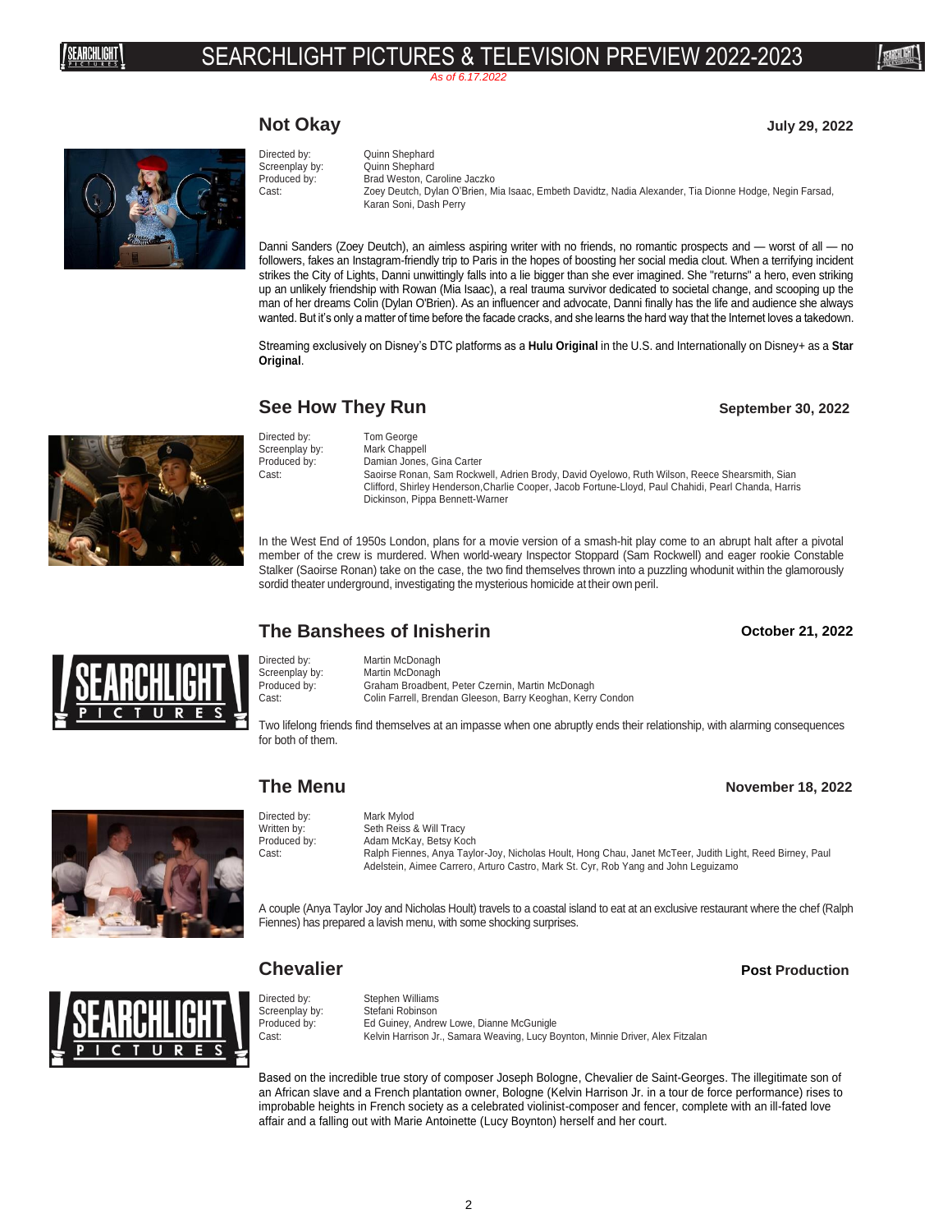## Not Okay

**July 29, 2022**

Directed by: Quinn Shephard
Screenplay by: Quinn Shephard
Produced by: Brad Weston, Caroline Jaczko
Cast: Zoey Deutch, Dylan O'Brien, Mia Isaac, Embeth Davidtz, Nadia Alexander, Tia Dionne Hodge, Negin Farsad, Karan Soni, Dash Perry

Danni Sanders (Zoey Deutch), an aimless aspiring writer with no friends, no romantic prospects and — worst of all — no followers, fakes an Instagram-friendly trip to Paris in the hopes of boosting her social media clout. When a terrifying incident strikes the City of Lights, Danni unwittingly falls into a lie bigger than she ever imagined. She "returns" a hero, even striking up an unlikely friendship with Rowan (Mia Isaac), a real trauma survivor dedicated to societal change, and scooping up the man of her dreams Colin (Dylan O'Brien). As an influencer and advocate, Danni finally has the life and audience she always wanted. But it's only a matter of time before the facade cracks, and she learns the hard way that the Internet loves a takedown.

Streaming exclusively on Disney's DTC platforms as a **Hulu Original** in the U.S. and Internationally on Disney+ as a **Star Original**.

## See How They Run

**September 30, 2022**

Directed by: Tom George
Screenplay by: Mark Chappell
Produced by: Damian Jones, Gina Carter
Cast: Saoirse Ronan, Sam Rockwell, Adrien Brody, David Oyelowo, Ruth Wilson, Reece Shearsmith, Sian Clifford, Shirley Henderson,Charlie Cooper, Jacob Fortune-Lloyd, Paul Chahidi, Pearl Chanda, Harris Dickinson, Pippa Bennett-Warner

In the West End of 1950s London, plans for a movie version of a smash-hit play come to an abrupt halt after a pivotal member of the crew is murdered. When world-weary Inspector Stoppard (Sam Rockwell) and eager rookie Constable Stalker (Saoirse Ronan) take on the case, the two find themselves thrown into a puzzling whodunit within the glamorously sordid theater underground, investigating the mysterious homicide at their own peril.

## The Banshees of Inisherin

**October 21, 2022**

Directed by: Martin McDonagh
Screenplay by: Martin McDonagh
Produced by: Graham Broadbent, Peter Czernin, Martin McDonagh
Cast: Colin Farrell, Brendan Gleeson, Barry Keoghan, Kerry Condon

Two lifelong friends find themselves at an impasse when one abruptly ends their relationship, with alarming consequences for both of them.

## The Menu

**November 18, 2022**

Directed by: Mark Mylod
Written by: Seth Reiss & Will Tracy
Produced by: Adam McKay, Betsy Koch
Cast: Ralph Fiennes, Anya Taylor-Joy, Nicholas Hoult, Hong Chau, Janet McTeer, Judith Light, Reed Birney, Paul Adelstein, Aimee Carrero, Arturo Castro, Mark St. Cyr, Rob Yang and John Leguizamo

A couple (Anya Taylor Joy and Nicholas Hoult) travels to a coastal island to eat at an exclusive restaurant where the chef (Ralph Fiennes) has prepared a lavish menu, with some shocking surprises.

## Chevalier

**Post Production**

Directed by: Stephen Williams
Screenplay by: Stefani Robinson
Produced by: Ed Guiney, Andrew Lowe, Dianne McGunigle
Cast: Kelvin Harrison Jr., Samara Weaving, Lucy Boynton, Minnie Driver, Alex Fitzalan

Based on the incredible true story of composer Joseph Bologne, Chevalier de Saint-Georges. The illegitimate son of an African slave and a French plantation owner, Bologne (Kelvin Harrison Jr. in a tour de force performance) rises to improbable heights in French society as a celebrated violinist-composer and fencer, complete with an ill-fated love affair and a falling out with Marie Antoinette (Lucy Boynton) herself and her court.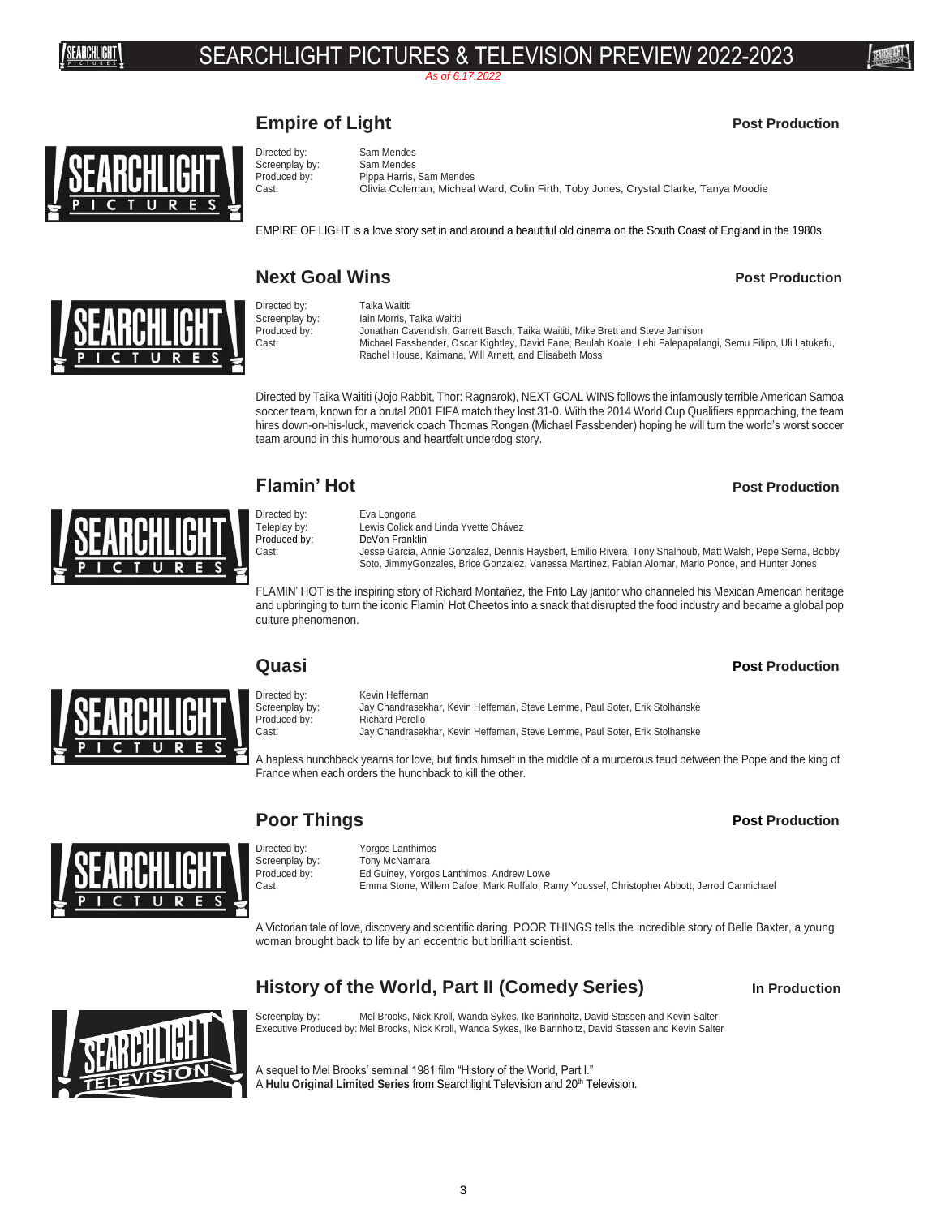## Empire of Light

**Post Production**

Directed by: Sam Mendes
Screenplay by: Sam Mendes
Produced by: Pippa Harris, Sam Mendes
Cast: Olivia Coleman, Micheal Ward, Colin Firth, Toby Jones, Crystal Clarke, Tanya Moodie

EMPIRE OF LIGHT is a love story set in and around a beautiful old cinema on the South Coast of England in the 1980s.

## Next Goal Wins

**Post Production**

Directed by: Taika Waititi
Screenplay by: Iain Morris, Taika Waititi
Produced by: Jonathan Cavendish, Garrett Basch, Taika Waititi, Mike Brett and Steve Jamison
Cast: Michael Fassbender, Oscar Kightley, David Fane, Beulah Koale, Lehi Falepapalangi, Semu Filipo, Uli Latukefu, Rachel House, Kaimana, Will Arnett, and Elisabeth Moss

Directed by Taika Waititi (Jojo Rabbit, Thor: Ragnarok), NEXT GOAL WINS follows the infamously terrible American Samoa soccer team, known for a brutal 2001 FIFA match they lost 31-0. With the 2014 World Cup Qualifiers approaching, the team hires down-on-his-luck, maverick coach Thomas Rongen (Michael Fassbender) hoping he will turn the world's worst soccer team around in this humorous and heartfelt underdog story.

## Flamin' Hot

**Post Production**

Directed by: Eva Longoria
Teleplay by: Lewis Colick and Linda Yvette Chávez
Produced by: DeVon Franklin
Cast: Jesse Garcia, Annie Gonzalez, Dennis Haysbert, Emilio Rivera, Tony Shalhoub, Matt Walsh, Pepe Serna, Bobby Soto, JimmyGonzales, Brice Gonzalez, Vanessa Martinez, Fabian Alomar, Mario Ponce, and Hunter Jones

FLAMIN' HOT is the inspiring story of Richard Montañez, the Frito Lay janitor who channeled his Mexican American heritage and upbringing to turn the iconic Flamin' Hot Cheetos into a snack that disrupted the food industry and became a global pop culture phenomenon.

## Quasi

**Post Production**

Directed by: Kevin Heffernan
Screenplay by: Jay Chandrasekhar, Kevin Heffernan, Steve Lemme, Paul Soter, Erik Stolhanske
Produced by: Richard Perello
Cast: Jay Chandrasekhar, Kevin Heffernan, Steve Lemme, Paul Soter, Erik Stolhanske

A hapless hunchback yearns for love, but finds himself in the middle of a murderous feud between the Pope and the king of France when each orders the hunchback to kill the other.

## Poor Things

**Post Production**

Directed by: Yorgos Lanthimos
Screenplay by: Tony McNamara
Produced by: Ed Guiney, Yorgos Lanthimos, Andrew Lowe
Cast: Emma Stone, Willem Dafoe, Mark Ruffalo, Ramy Youssef, Christopher Abbott, Jerrod Carmichael

A Victorian tale of love, discovery and scientific daring, POOR THINGS tells the incredible story of Belle Baxter, a young woman brought back to life by an eccentric but brilliant scientist.

## History of the World, Part II (Comedy Series)

**In Production**

Screenplay by: Mel Brooks, Nick Kroll, Wanda Sykes, Ike Barinholtz, David Stassen and Kevin Salter
Executive Produced by: Mel Brooks, Nick Kroll, Wanda Sykes, Ike Barinholtz, David Stassen and Kevin Salter

A sequel to Mel Brooks' seminal 1981 film "History of the World, Part I."
A **Hulu Original Limited Series** from Searchlight Television and 20th Television.